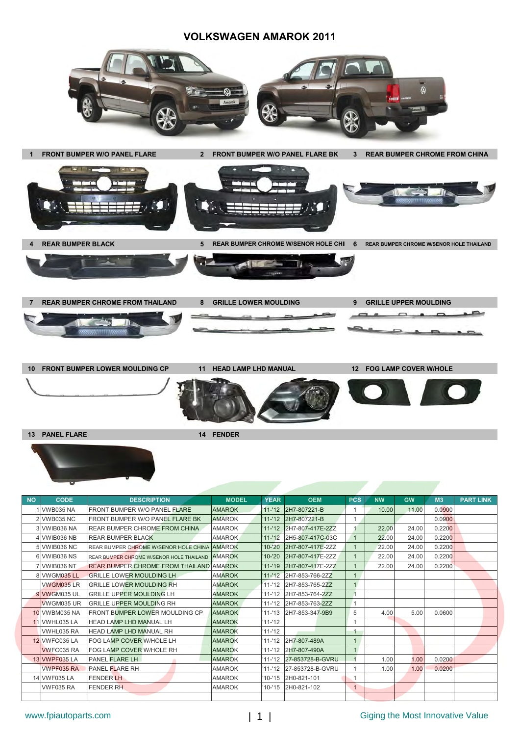# VOLKSWAGEN AMAROK 2011

1 FRONT BUMPER W/O PANEL FLARE

2 FRONT BUMPER W/O PANEL FLARE BK

3 REAR BUMPER CHROME FROM CHINA

4 REAR BUMPER BLACK

5 REAR BUMPER CHROME W/SENOR HOLE CHI

6 REAR BUMPER CHROME W/SENOR HOLE THAILAND

7 REAR BUMPER CHROME FROM THAILAND

8 GRILLE LOWER MOULDING

9 GRILLE UPPER MOULDING

10 FRONT BUMPER LOWER MOULDING CP

11 HEAD LAMP LHD MANUAL

12 FOG LAMP COVER W/HOLE

13 PANEL FLARE

14 FENDER

| NO | CODE | DESCRIPTION | MODEL | YEAR | OEM | PCS | NW | GW | M3 | PART LINK |
|---|---|---|---|---|---|---|---|---|---|---|
| 1 | VWB035 NA | FRONT BUMPER W/O PANEL FLARE | AMAROK | '11-'12 | 2H7-807221-B | 1 | 10.00 | 11.00 | 0.0900 | |
| 2 | VWB035 NC | FRONT BUMPER W/O PANEL FLARE BK | AMAROK | '11-'12 | 2H7-807221-B | 1 | | | 0.0900 | |
| 3 | VWIB036 NA | REAR BUMPER CHROME FROM CHINA | AMAROK | '11-'12 | 2H7-807-417E-2ZZ | 1 | 22.00 | 24.00 | 0.2200 | |
| 4 | VWIB036 NB | REAR BUMPER BLACK | AMAROK | '11-'12 | 2H5-807-417C-03C | 1 | 22.00 | 24.00 | 0.2200 | |
| 5 | VWIB036 NC | REAR BUMPER CHROME W/SENOR HOLE CHINA | AMAROK | '10-'20 | 2H7-807-417E-2ZZ | 1 | 22.00 | 24.00 | 0.2200 | |
| 6 | VWIB036 NS | REAR BUMPER CHROME W/SENOR HOLE THAILAND | AMAROK | '10-'20 | 2H7-807-417E-2ZZ | 1 | 22.00 | 24.00 | 0.2200 | |
| 7 | VWIB036 NT | REAR BUMPER CHROME FROM THAILAND | AMAROK | '11-'19 | 2H7-807-417E-2ZZ | 1 | 22.00 | 24.00 | 0.2200 | |
| 8 | VWGM035 LL | GRILLE LOWER MOULDING LH | AMAROK | '11-'12 | 2H7-853-766-2ZZ | 1 | | | | |
| | VWGM035 LR | GRILLE LOWER MOULDING RH | AMAROK | '11-'12 | 2H7-853-765-2ZZ | 1 | | | | |
| 9 | VWGM035 UL | GRILLE UPPER MOULDING LH | AMAROK | '11-'12 | 2H7-853-764-2ZZ | 1 | | | | |
| | VWGM035 UR | GRILLE UPPER MOULDING RH | AMAROK | '11-'12 | 2H7-853-763-2ZZ | 1 | | | | |
| 10 | VWBM035 NA | FRONT BUMPER LOWER MOULDING CP | AMAROK | '11-'13 | 2H7-853-347-9B9 | 5 | 4.00 | 5.00 | 0.0600 | |
| 11 | VWHL035 LA | HEAD LAMP LHD MANUAL LH | AMAROK | '11-'12 | | 1 | | | | |
| | VWHL035 RA | HEAD LAMP LHD MANUAL RH | AMAROK | '11-'12 | | 1 | | | | |
| 12 | VWFC035 LA | FOG LAMP COVER W/HOLE LH | AMAROK | '11-'12 | 2H7-807-489A | 1 | | | | |
| | VWFC035 RA | FOG LAMP COVER W/HOLE RH | AMAROK | '11-'12 | 2H7-807-490A | 1 | | | | |
| 13 | VWPF035 LA | PANEL FLARE LH | AMAROK | '11-'12 | 27-853728-B-GVRU | 1 | 1.00 | 1.00 | 0.0200 | |
| | VWPF035 RA | PANEL FLARE RH | AMAROK | '11-'12 | 27-853728-B-GVRU | 1 | 1.00 | 1.00 | 0.0200 | |
| 14 | VWF035 LA | FENDER LH | AMAROK | '10-'15 | 2H0-821-101 | 1 | | | | |
| | VWF035 RA | FENDER RH | AMAROK | '10-'15 | 2H0-821-102 | 1 | | | | |

www.fpiautoparts.com

Giging the Most Innovative Value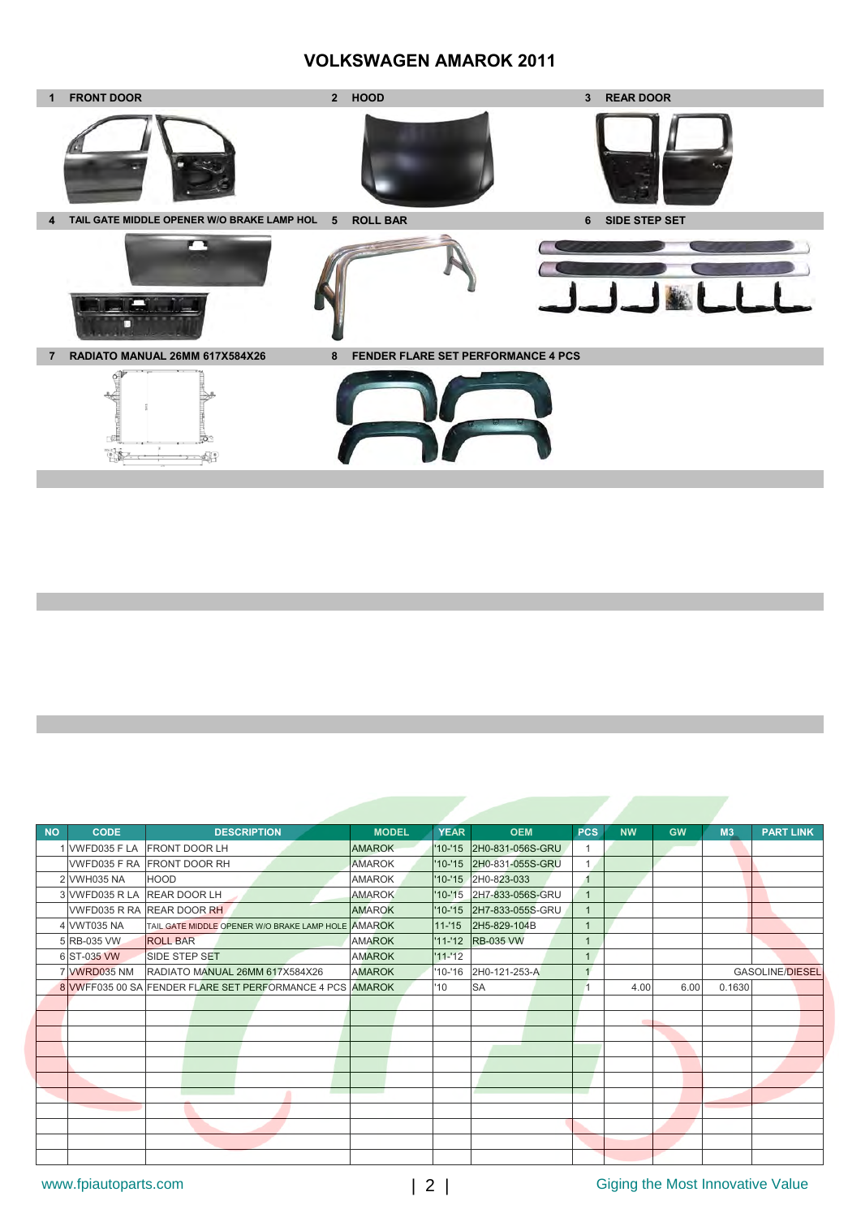# VOLKSWAGEN AMAROK 2011

1 FRONT DOOR

2 HOOD

3 REAR DOOR

4 TAIL GATE MIDDLE OPENER W/O BRAKE LAMP HOL

5 ROLL BAR

6 SIDE STEP SET

7 RADIATO MANUAL 26MM 617X584X26

8 FENDER FLARE SET PERFORMANCE 4 PCS

| NO | CODE | DESCRIPTION | MODEL | YEAR | OEM | PCS | NW | GW | M3 | PART LINK |
|---|---|---|---|---|---|---|---|---|---|---|
| 1 | VWFD035 F LA | FRONT DOOR LH | AMAROK | '10-'15 | 2H0-831-056S-GRU | 1 | | | | |
| | VWFD035 F RA | FRONT DOOR RH | AMAROK | '10-'15 | 2H0-831-055S-GRU | 1 | | | | |
| 2 | VWH035 NA | HOOD | AMAROK | '10-'15 | 2H0-823-033 | 1 | | | | |
| 3 | VWFD035 R LA | REAR DOOR LH | AMAROK | '10-'15 | 2H7-833-056S-GRU | 1 | | | | |
| | VWFD035 R RA | REAR DOOR RH | AMAROK | '10-'15 | 2H7-833-055S-GRU | 1 | | | | |
| 4 | VWT035 NA | TAIL GATE MIDDLE OPENER W/O BRAKE LAMP HOLE | AMAROK | 11-'15 | 2H5-829-104B | 1 | | | | |
| 5 | RB-035 VW | ROLL BAR | AMAROK | '11-'12 | RB-035 VW | 1 | | | | |
| 6 | ST-035 VW | SIDE STEP SET | AMAROK | '11-'12 | | 1 | | | | |
| 7 | VWRD035 NM | RADIATO MANUAL 26MM 617X584X26 | AMAROK | '10-'16 | 2H0-121-253-A | 1 | | | | GASOLINE/DIESEL |
| 8 | VWFF035 00 SA | FENDER FLARE SET PERFORMANCE 4 PCS | AMAROK | '10 | SA | 1 | 4.00 | 6.00 | 0.1630 | |

www.fpiautoparts.com

Giging the Most Innovative Value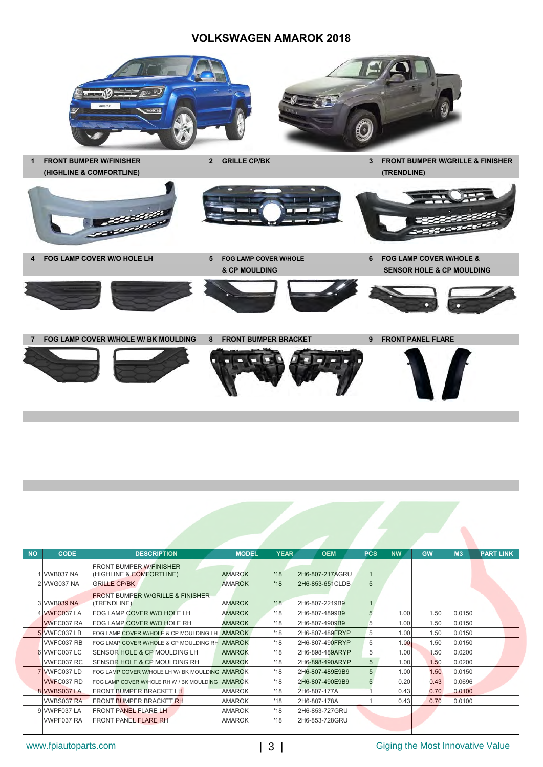# VOLKSWAGEN AMAROK 2018

**1 FRONT BUMPER W/FINISHER (HIGHLINE & COMFORTLINE)**

**2 GRILLE CP/BK**

**3 FRONT BUMPER W/GRILLE & FINISHER (TRENDLINE)**

**4 FOG LAMP COVER W/O HOLE LH**

**5 FOG LAMP COVER W/HOLE & CP MOULDING**

**6 FOG LAMP COVER W/HOLE & SENSOR HOLE & CP MOULDING**

**7 FOG LAMP COVER W/HOLE W/ BK MOULDING**

**8 FRONT BUMPER BRACKET**

**9 FRONT PANEL FLARE**

| NO | CODE | DESCRIPTION | MODEL | YEAR | OEM | PCS | NW | GW | M3 | PART LINK |
|---|---|---|---|---|---|---|---|---|---|---|
| 1 | VWB037 NA | FRONT BUMPER W/FINISHER (HIGHLINE & COMFORTLINE) | AMAROK | '18 | 2H6-807-217AGRU | 1 | | | | |
| 2 | VWG037 NA | GRILLE CP/BK | AMAROK | '18 | 2H6-853-651CLDB | 5 | | | | |
| 3 | VWB039 NA | FRONT BUMPER W/GRILLE & FINISHER (TRENDLINE) | AMAROK | '18 | 2H6-807-2219B9 | 1 | | | | |
| 4 | VWFC037 LA | FOG LAMP COVER W/O HOLE LH | AMAROK | '18 | 2H6-807-4899B9 | 5 | 1.00 | 1.50 | 0.0150 | |
| | VWFC037 RA | FOG LAMP COVER W/O HOLE RH | AMAROK | '18 | 2H6-807-4909B9 | 5 | 1.00 | 1.50 | 0.0150 | |
| 5 | VWFC037 LB | FOG LAMP COVER W/HOLE & CP MOULDING LH | AMAROK | '18 | 2H6-807-489FRYP | 5 | 1.00 | 1.50 | 0.0150 | |
| | VWFC037 RB | FOG LMAP COVER W/HOLE & CP MOULDING RH | AMAROK | '18 | 2H6-807-490FRYP | 5 | 1.00 | 1.50 | 0.0150 | |
| 6 | VWFC037 LC | SENSOR HOLE & CP MOULDING LH | AMAROK | '18 | 2H6-898-489ARYP | 5 | 1.00 | 1.50 | 0.0200 | |
| | VWFC037 RC | SENSOR HOLE & CP MOULDING RH | AMAROK | '18 | 2H6-898-490ARYP | 5 | 1.00 | 1.50 | 0.0200 | |
| 7 | VWFC037 LD | FOG LAMP COVER W/HOLE LH W/ BK MOULDING | AMAROK | '18 | 2H6-807-489E9B9 | 5 | 1.00 | 1.50 | 0.0150 | |
| | VWFC037 RD | FOG LAMP COVER W/HOLE RH W / BK MOULDING | AMAROK | '18 | 2H6-807-490E9B9 | 5 | 0.20 | 0.43 | 0.0696 | |
| 8 | VWBS037 LA | FRONT BUMPER BRACKET LH | AMAROK | '18 | 2H6-807-177A | 1 | 0.43 | 0.70 | 0.0100 | |
| | VWBS037 RA | FRONT BUMPER BRACKET RH | AMAROK | '18 | 2H6-807-178A | 1 | 0.43 | 0.70 | 0.0100 | |
| 9 | VWPF037 LA | FRONT PANEL FLARE LH | AMAROK | '18 | 2H6-853-727GRU | | | | | |
| | VWPF037 RA | FRONT PANEL FLARE RH | AMAROK | '18 | 2H6-853-728GRU | | | | | |

www.fpiautoparts.com

Giging the Most Innovative Value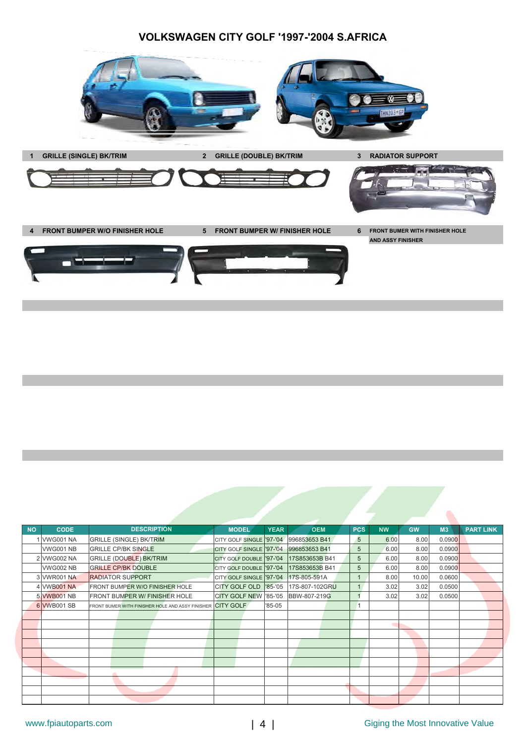# VOLKSWAGEN CITY GOLF '1997-'2004 S.AFRICA

**1 GRILLE (SINGLE) BK/TRIM**

**2 GRILLE (DOUBLE) BK/TRIM**

**3 RADIATOR SUPPORT**

**4 FRONT BUMPER W/O FINISHER HOLE**

**5 FRONT BUMPER W/ FINISHER HOLE**

**6 FRONT BUMER WITH FINISHER HOLE AND ASSY FINISHER**

| NO | CODE | DESCRIPTION | MODEL | YEAR | OEM | PCS | NW | GW | M3 | PART LINK |
|---|---|---|---|---|---|---|---|---|---|---|
| 1 | VWG001 NA | GRILLE (SINGLE) BK/TRIM | CITY GOLF SINGLE | '97-'04 | 996853653 B41 | 5 | 6.00 | 8.00 | 0.0900 | |
| | VWG001 NB | GRILLE CP/BK SINGLE | CITY GOLF SINGLE | '97-'04 | 996853653 B41 | 5 | 6.00 | 8.00 | 0.0900 | |
| 2 | VWG002 NA | GRILLE (DOUBLE) BK/TRIM | CITY GOLF DOUBLE | '97-'04 | 17S853653B B41 | 5 | 6.00 | 8.00 | 0.0900 | |
| | VWG002 NB | GRILLE CP/BK DOUBLE | CITY GOLF DOUBLE | '97-'04 | 17S853653B B41 | 5 | 6.00 | 8.00 | 0.0900 | |
| 3 | VWR001 NA | RADIATOR SUPPORT | CITY GOLF SINGLE | '97-'04 | 17S-805-591A | 1 | 8.00 | 10.00 | 0.0600 | |
| 4 | VWB001 NA | FRONT BUMPER W/O FINISHER HOLE | CITY GOLF OLD | '85-'05 | 17S-807-102GRU | 1 | 3.02 | 3.02 | 0.0500 | |
| 5 | VWB001 NB | FRONT BUMPER W/ FINISHER HOLE | CITY GOLF NEW | '85-'05 | BBW-807-219G | 1 | 3.02 | 3.02 | 0.0500 | |
| 6 | VWB001 SB | FRONT BUMER WITH FINISHER HOLE AND ASSY FINISHER | CITY GOLF | '85-05 | | 1 | | | | |

www.fpiautoparts.com

Giging the Most Innovative Value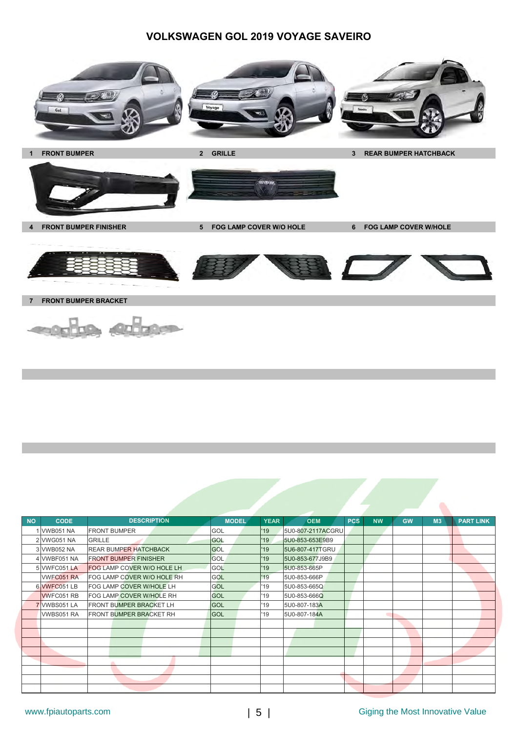# VOLKSWAGEN GOL 2019 VOYAGE SAVEIRO

**1 FRONT BUMPER**

**2 GRILLE**

**3 REAR BUMPER HATCHBACK**

**4 FRONT BUMPER FINISHER**

**5 FOG LAMP COVER W/O HOLE**

**6 FOG LAMP COVER W/HOLE**

**7 FRONT BUMPER BRACKET**

| NO | CODE | DESCRIPTION | MODEL | YEAR | OEM | PCS | NW | GW | M3 | PART LINK |
|---|---|---|---|---|---|---|---|---|---|---|
| 1 | VWB051 NA | FRONT BUMPER | GOL | '19 | 5U0-807-2117ACGRU | | | | | |
| 2 | VWG051 NA | GRILLE | GOL | '19 | 5U0-853-653E9B9 | | | | | |
| 3 | VWB052 NA | REAR BUMPER HATCHBACK | GOL | '19 | 5U6-807-417TGRU | | | | | |
| 4 | VWBF051 NA | FRONT BUMPER FINISHER | GOL | '19 | 5U0-853-677J9B9 | | | | | |
| 5 | VWFC051 LA | FOG LAMP COVER W/O HOLE LH | GOL | '19 | 5U0-853-665P | | | | | |
| | VWFC051 RA | FOG LAMP COVER W/O HOLE RH | GOL | '19 | 5U0-853-666P | | | | | |
| 6 | VWFC051 LB | FOG LAMP COVER W/HOLE LH | GOL | '19 | 5U0-853-665Q | | | | | |
| | VWFC051 RB | FOG LAMP COVER W/HOLE RH | GOL | '19 | 5U0-853-666Q | | | | | |
| 7 | VWBS051 LA | FRONT BUMPER BRACKET LH | GOL | '19 | 5U0-807-183A | | | | | |
| | VWBS051 RA | FRONT BUMPER BRACKET RH | GOL | '19 | 5U0-807-184A | | | | | |

www.fpiautoparts.com

Giging the Most Innovative Value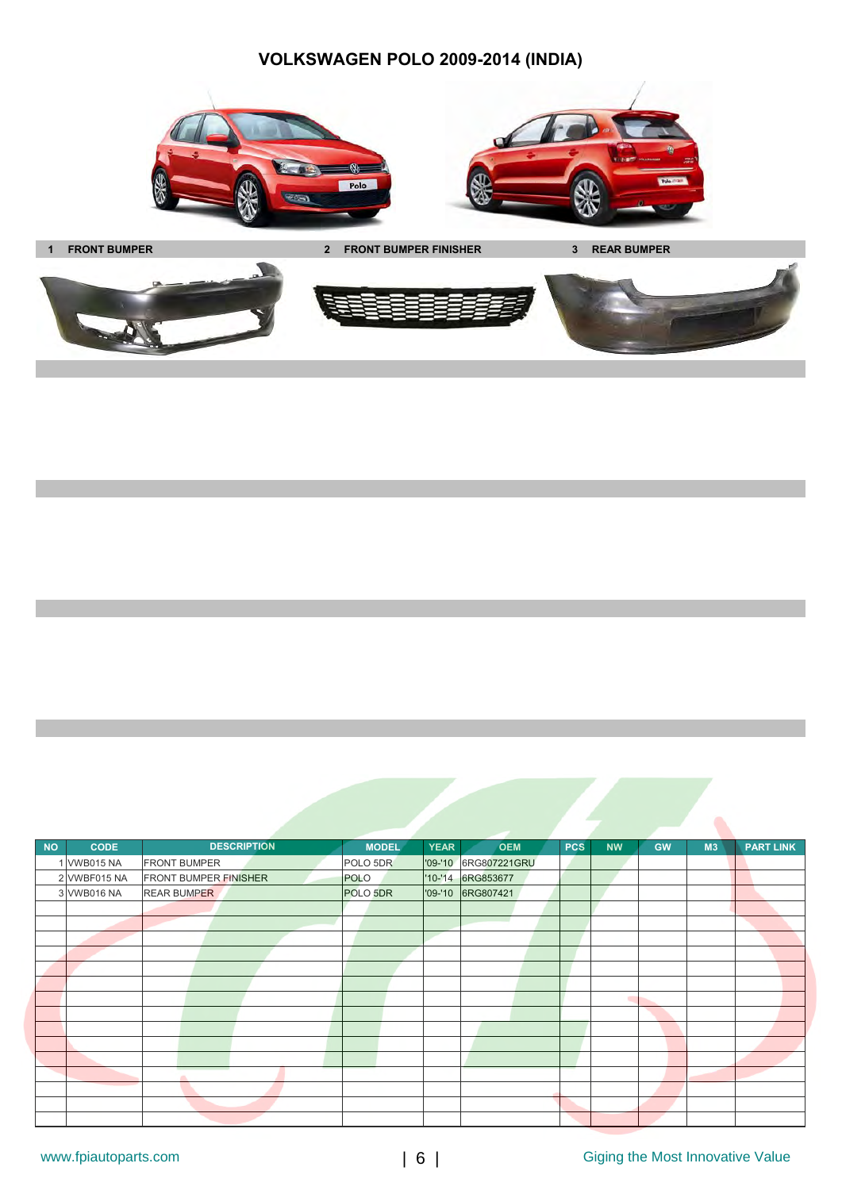# VOLKSWAGEN POLO 2009-2014 (INDIA)

**1 FRONT BUMPER** **2 FRONT BUMPER FINISHER** **3 REAR BUMPER**

| NO | CODE | DESCRIPTION | MODEL | YEAR | OEM | PCS | NW | GW | M3 | PART LINK |
|---|---|---|---|---|---|---|---|---|---|---|
| 1 | VWB015 NA | FRONT BUMPER | POLO 5DR | '09-'10 | 6RG807221GRU | | | | | |
| 2 | VWBF015 NA | FRONT BUMPER FINISHER | POLO | '10-'14 | 6RG853677 | | | | | |
| 3 | VWB016 NA | REAR BUMPER | POLO 5DR | '09-'10 | 6RG807421 | | | | | |

www.fpiautoparts.com

Giging the Most Innovative Value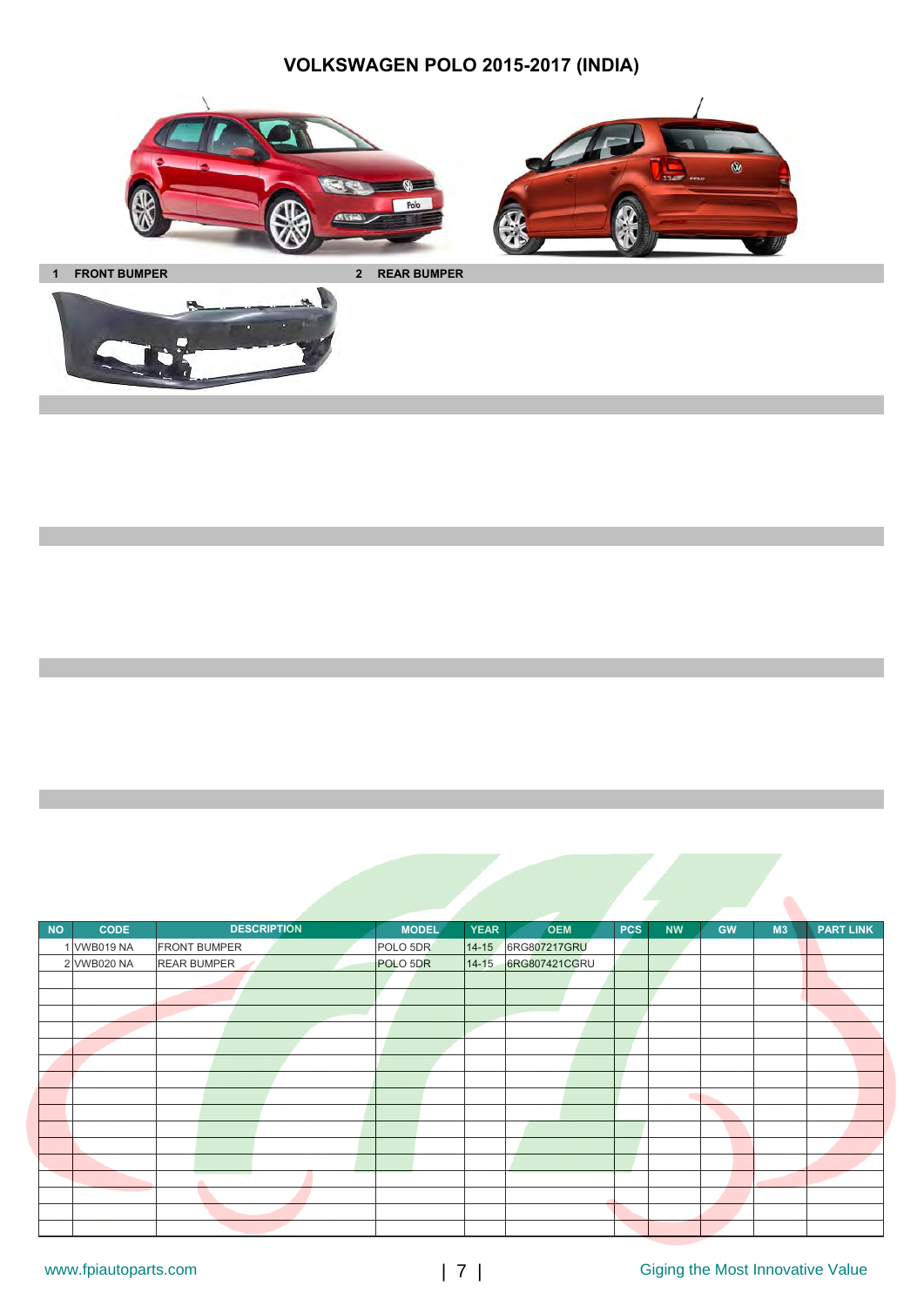# VOLKSWAGEN POLO 2015-2017 (INDIA)

**1 FRONT BUMPER**

**2 REAR BUMPER**

| NO | CODE | DESCRIPTION | MODEL | YEAR | OEM | PCS | NW | GW | M3 | PART LINK |
|---|---|---|---|---|---|---|---|---|---|---|
| 1 | VWB019 NA | FRONT BUMPER | POLO 5DR | 14-15 | 6RG807217GRU | | | | | |
| 2 | VWB020 NA | REAR BUMPER | POLO 5DR | 14-15 | 6RG807421CGRU | | | | | |

www.fpiautoparts.com

Giging the Most Innovative Value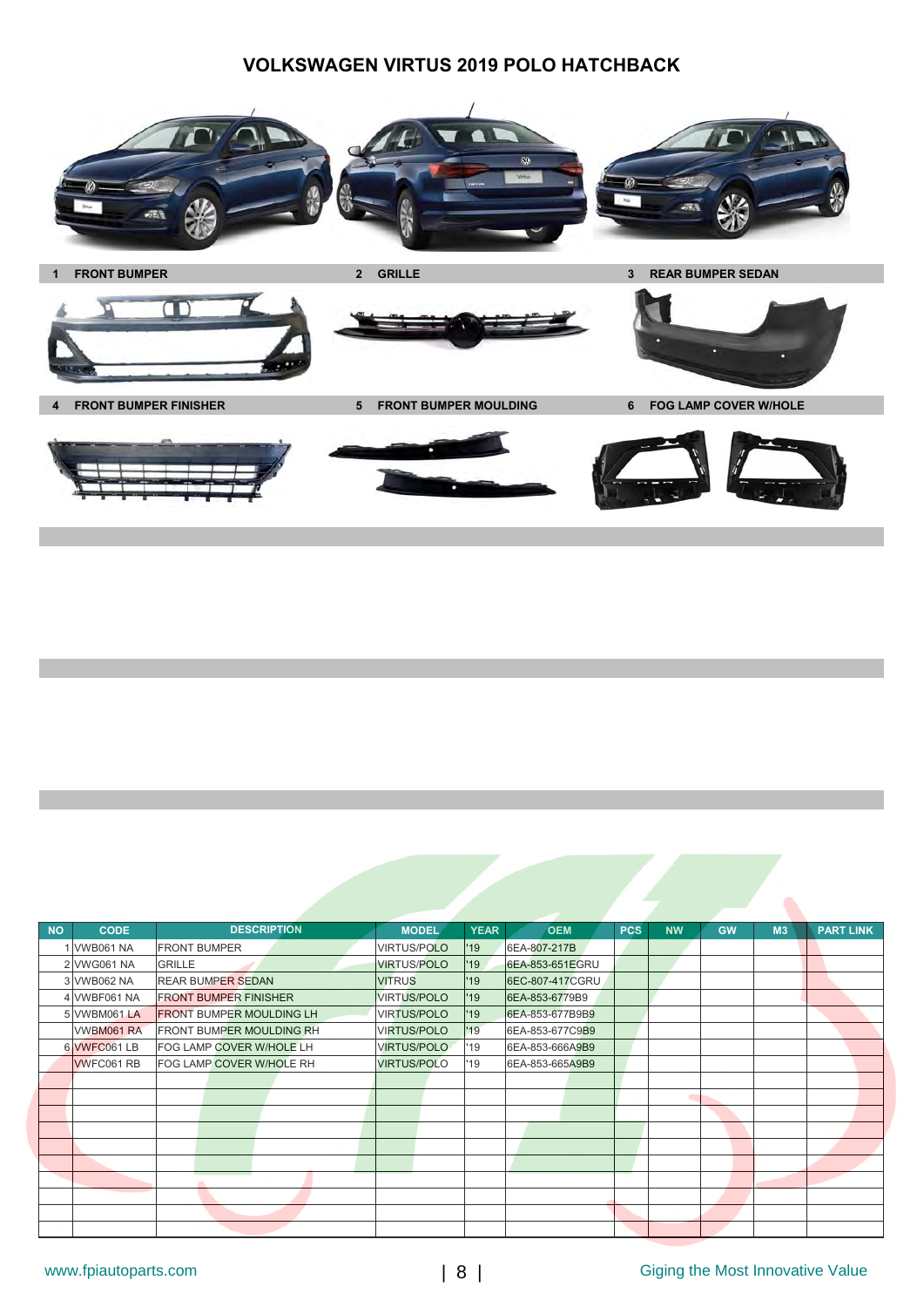# VOLKSWAGEN VIRTUS 2019 POLO HATCHBACK

**1 FRONT BUMPER** | **2 GRILLE** | **3 REAR BUMPER SEDAN**

**4 FRONT BUMPER FINISHER** | **5 FRONT BUMPER MOULDING** | **6 FOG LAMP COVER W/HOLE**

| NO | CODE | DESCRIPTION | MODEL | YEAR | OEM | PCS | NW | GW | M3 | PART LINK |
|---|---|---|---|---|---|---|---|---|---|---|
| 1 | VWB061 NA | FRONT BUMPER | VIRTUS/POLO | '19 | 6EA-807-217B | | | | | |
| 2 | VWG061 NA | GRILLE | VIRTUS/POLO | '19 | 6EA-853-651EGRU | | | | | |
| 3 | VWB062 NA | REAR BUMPER SEDAN | VITRUS | '19 | 6EC-807-417CGRU | | | | | |
| 4 | VWBF061 NA | FRONT BUMPER FINISHER | VIRTUS/POLO | '19 | 6EA-853-6779B9 | | | | | |
| 5 | VWBM061 LA | FRONT BUMPER MOULDING LH | VIRTUS/POLO | '19 | 6EA-853-677B9B9 | | | | | |
| | VWBM061 RA | FRONT BUMPER MOULDING RH | VIRTUS/POLO | '19 | 6EA-853-677C9B9 | | | | | |
| 6 | VWFC061 LB | FOG LAMP COVER W/HOLE LH | VIRTUS/POLO | '19 | 6EA-853-666A9B9 | | | | | |
| | VWFC061 RB | FOG LAMP COVER W/HOLE RH | VIRTUS/POLO | '19 | 6EA-853-665A9B9 | | | | | |

www.fpiautoparts.com

Giging the Most Innovative Value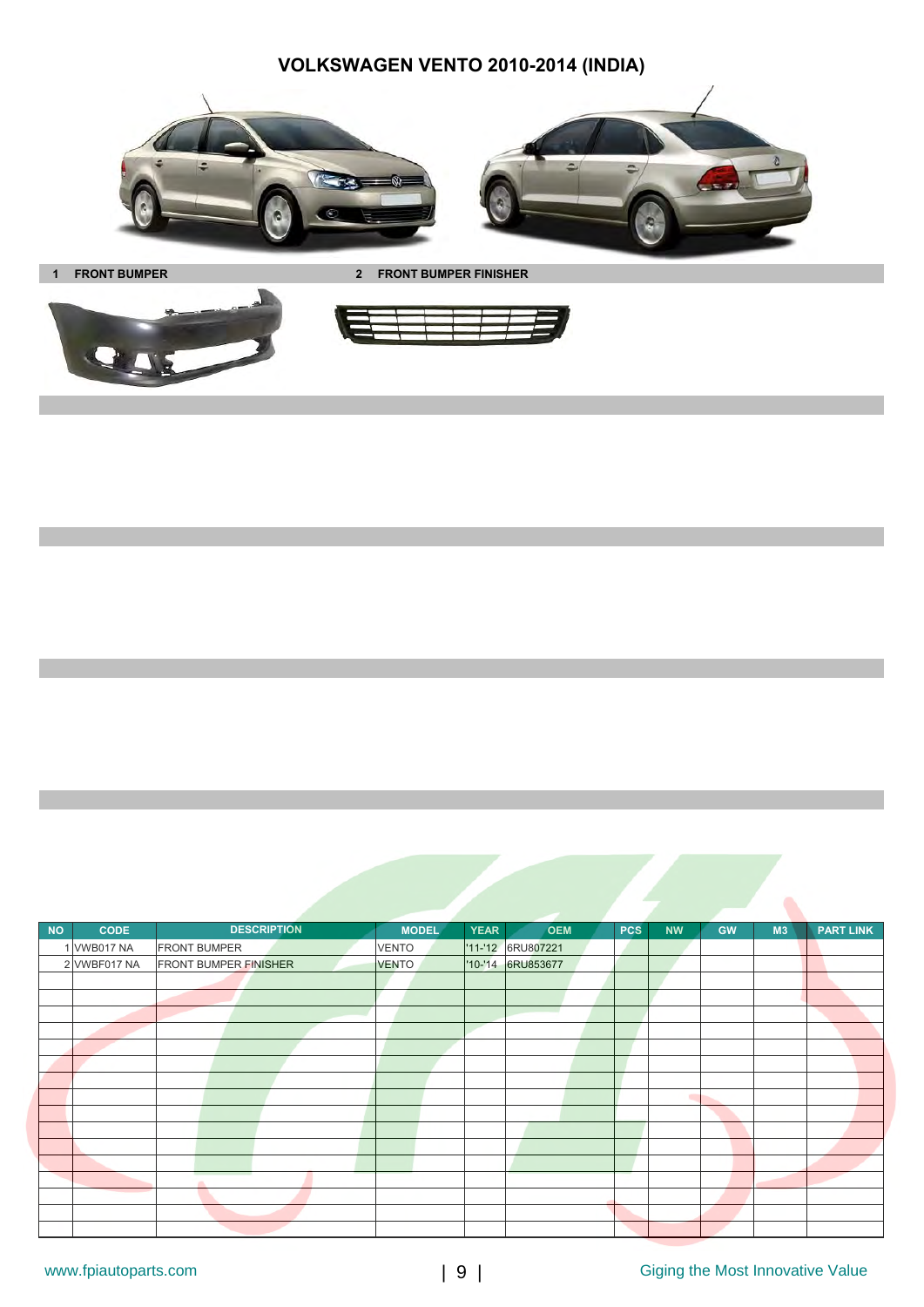# VOLKSWAGEN VENTO 2010-2014 (INDIA)

1 FRONT BUMPER

2 FRONT BUMPER FINISHER

| NO | CODE | DESCRIPTION | MODEL | YEAR | OEM | PCS | NW | GW | M3 | PART LINK |
|---|---|---|---|---|---|---|---|---|---|---|
| 1 | VWB017 NA | FRONT BUMPER | VENTO | '11-'12 | 6RU807221 | | | | | |
| 2 | VWBF017 NA | FRONT BUMPER FINISHER | VENTO | '10-'14 | 6RU853677 | | | | | |

www.fpiautoparts.com

Giging the Most Innovative Value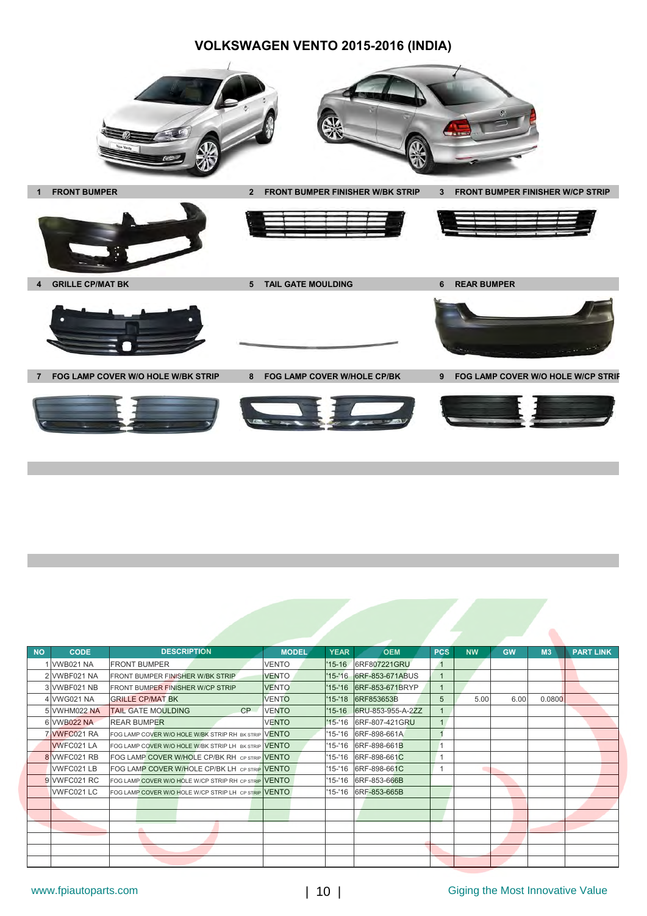# VOLKSWAGEN VENTO 2015-2016 (INDIA)

1 FRONT BUMPER

2 FRONT BUMPER FINISHER W/BK STRIP

3 FRONT BUMPER FINISHER W/CP STRIP

4 GRILLE CP/MAT BK

5 TAIL GATE MOULDING

6 REAR BUMPER

7 FOG LAMP COVER W/O HOLE W/BK STRIP

8 FOG LAMP COVER W/HOLE CP/BK

9 FOG LAMP COVER W/O HOLE W/CP STRIP

| NO | CODE | DESCRIPTION | MODEL | YEAR | OEM | PCS | NW | GW | M3 | PART LINK |
|---|---|---|---|---|---|---|---|---|---|---|
| 1 | VWB021 NA | FRONT BUMPER | VENTO | '15-16 | 6RF807221GRU | 1 | | | | |
| 2 | VWBF021 NA | FRONT BUMPER FINISHER W/BK STRIP | VENTO | '15-'16 | 6RF-853-671ABUS | 1 | | | | |
| 3 | VWBF021 NB | FRONT BUMPER FINISHER W/CP STRIP | VENTO | '15-'16 | 6RF-853-671BRYP | 1 | | | | |
| 4 | VWG021 NA | GRILLE CP/MAT BK | VENTO | '15-'18 | 6RF853653B | 5 | 5.00 | 6.00 | 0.0800 | |
| 5 | VWHM022 NA | TAIL GATE MOULDING CP | VENTO | '15-16 | 6RU-853-955-A-2ZZ | 1 | | | | |
| 6 | VWB022 NA | REAR BUMPER | VENTO | '15-'16 | 6RF-807-421GRU | 1 | | | | |
| 7 | VWFC021 RA | FOG LAMP COVER W/O HOLE W/BK STRIP RH BK STRIP | VENTO | '15-'16 | 6RF-898-661A | 1 | | | | |
| | VWFC021 LA | FOG LAMP COVER W/O HOLE W/BK STRIP LH BK STRIP | VENTO | '15-'16 | 6RF-898-661B | 1 | | | | |
| 8 | VWFC021 RB | FOG LAMP COVER W/HOLE CP/BK RH CP STRIP | VENTO | '15-'16 | 6RF-898-661C | 1 | | | | |
| | VWFC021 LB | FOG LAMP COVER W/HOLE CP/BK LH CP STRIP | VENTO | '15-'16 | 6RF-898-661C | 1 | | | | |
| 9 | VWFC021 RC | FOG LAMP COVER W/O HOLE W/CP STRIP RH CP STRIP | VENTO | '15-'16 | 6RF-853-666B | | | | | |
| | VWFC021 LC | FOG LAMP COVER W/O HOLE W/CP STRIP LH CP STRIP | VENTO | '15-'16 | 6RF-853-665B | | | | | |

www.fpiautoparts.com

Giging the Most Innovative Value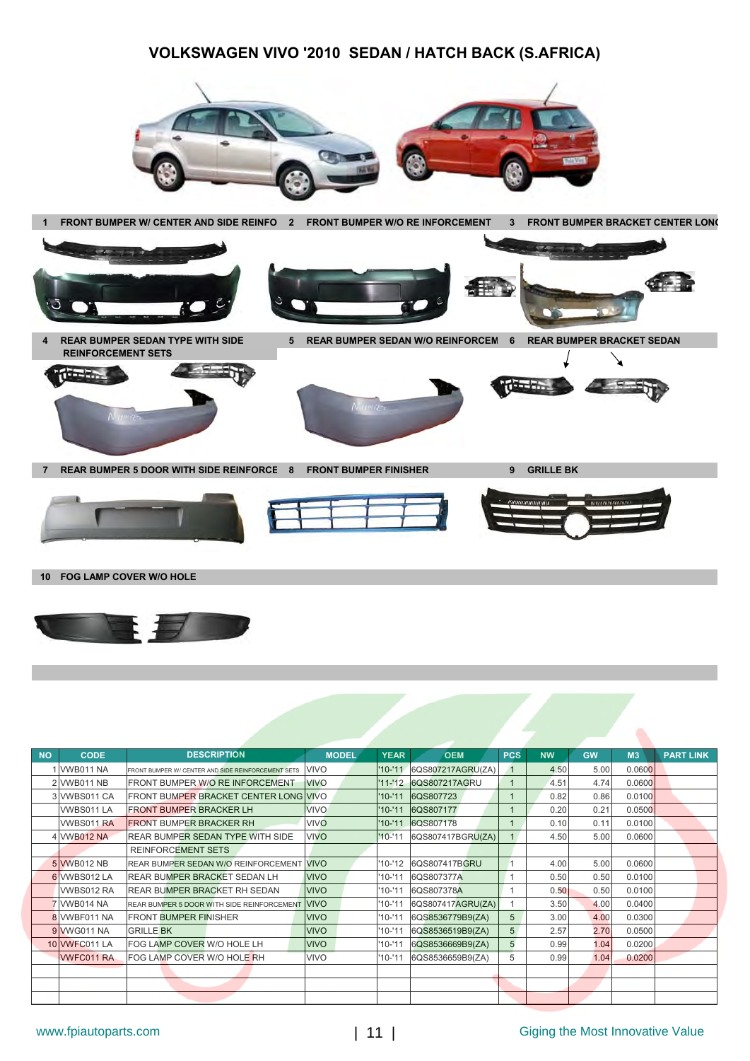# VOLKSWAGEN VIVO '2010 SEDAN / HATCH BACK (S.AFRICA)

1 FRONT BUMPER W/ CENTER AND SIDE REINFO

2 FRONT BUMPER W/O RE INFORCEMENT

3 FRONT BUMPER BRACKET CENTER LONG

4 REAR BUMPER SEDAN TYPE WITH SIDE REINFORCEMENT SETS

5 REAR BUMPER SEDAN W/O REINFORCEM

6 REAR BUMPER BRACKET SEDAN

7 REAR BUMPER 5 DOOR WITH SIDE REINFORCE

8 FRONT BUMPER FINISHER

9 GRILLE BK

10 FOG LAMP COVER W/O HOLE

| NO | CODE | DESCRIPTION | MODEL | YEAR | OEM | PCS | NW | GW | M3 | PART LINK |
|---|---|---|---|---|---|---|---|---|---|---|
| 1 | VWB011 NA | FRONT BUMPER W/ CENTER AND SIDE REINFORCEMENT SETS | VIVO | '10-'11 | 6QS807217AGRU(ZA) | 1 | 4.50 | 5.00 | 0.0600 | |
| 2 | VWB011 NB | FRONT BUMPER W/O RE INFORCEMENT | VIVO | '11-'12 | 6QS807217AGRU | 1 | 4.51 | 4.74 | 0.0600 | |
| 3 | VWBS011 CA | FRONT BUMPER BRACKET CENTER LONG | VIVO | '10-'11 | 6QS807723 | 1 | 0.82 | 0.86 | 0.0100 | |
| | VWBS011 LA | FRONT BUMPER BRACKER LH | VIVO | '10-'11 | 6QS807177 | 1 | 0.20 | 0.21 | 0.0500 | |
| | VWBS011 RA | FRONT BUMPER BRACKER RH | VIVO | '10-'11 | 6QS807178 | 1 | 0.10 | 0.11 | 0.0100 | |
| 4 | VWB012 NA | REAR BUMPER SEDAN TYPE WITH SIDE REINFORCEMENT SETS | VIVO | '10-'11 | 6QS807417BGRU(ZA) | 1 | 4.50 | 5.00 | 0.0600 | |
| 5 | VWB012 NB | REAR BUMPER SEDAN W/O REINFORCEMENT | VIVO | '10-'12 | 6QS807417BGRU | 1 | 4.00 | 5.00 | 0.0600 | |
| 6 | VWBS012 LA | REAR BUMPER BRACKET SEDAN LH | VIVO | '10-'11 | 6QS807377A | 1 | 0.50 | 0.50 | 0.0100 | |
| | VWBS012 RA | REAR BUMPER BRACKET RH SEDAN | VIVO | '10-'11 | 6QS807378A | 1 | 0.50 | 0.50 | 0.0100 | |
| 7 | VWB014 NA | REAR BUMPER 5 DOOR WITH SIDE REINFORCEMENT | VIVO | '10-'11 | 6QS807417AGRU(ZA) | 1 | 3.50 | 4.00 | 0.0400 | |
| 8 | VWBF011 NA | FRONT BUMPER FINISHER | VIVO | '10-'11 | 6QS8536779B9(ZA) | 5 | 3.00 | 4.00 | 0.0300 | |
| 9 | VWG011 NA | GRILLE BK | VIVO | '10-'11 | 6QS8536519B9(ZA) | 5 | 2.57 | 2.70 | 0.0500 | |
| 10 | VWFC011 LA | FOG LAMP COVER W/O HOLE LH | VIVO | '10-'11 | 6QS8536669B9(ZA) | 5 | 0.99 | 1.04 | 0.0200 | |
| | VWFC011 RA | FOG LAMP COVER W/O HOLE RH | VIVO | '10-'11 | 6QS8536659B9(ZA) | 5 | 0.99 | 1.04 | 0.0200 | |

www.fpiautoparts.com

Giging the Most Innovative Value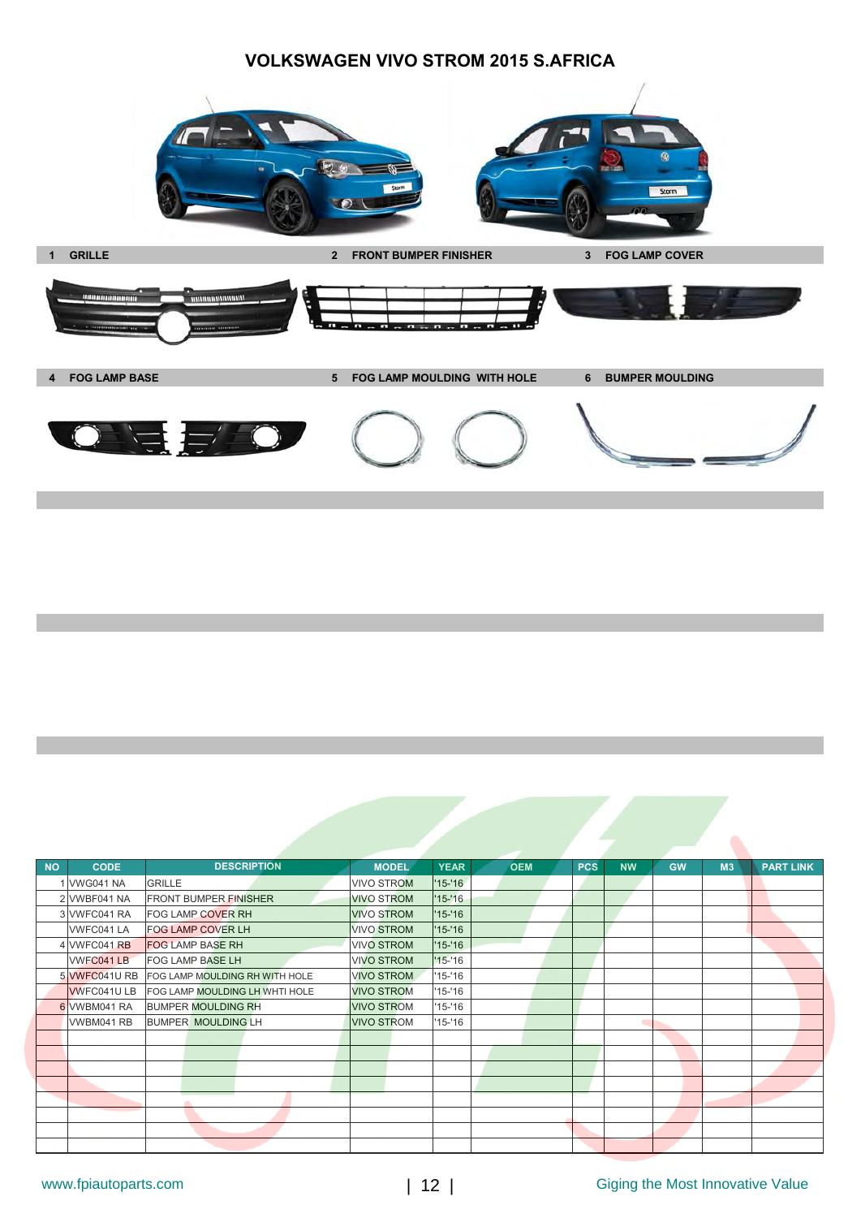# VOLKSWAGEN VIVO STROM 2015 S.AFRICA

1 GRILLE

2 FRONT BUMPER FINISHER

3 FOG LAMP COVER

4 FOG LAMP BASE

5 FOG LAMP MOULDING WITH HOLE

6 BUMPER MOULDING

| NO | CODE | DESCRIPTION | MODEL | YEAR | OEM | PCS | NW | GW | M3 | PART LINK |
|---|---|---|---|---|---|---|---|---|---|---|
| 1 | VWG041 NA | GRILLE | VIVO STROM | '15-'16 | | | | | | |
| 2 | VWBF041 NA | FRONT BUMPER FINISHER | VIVO STROM | '15-'16 | | | | | | |
| 3 | VWFC041 RA | FOG LAMP COVER RH | VIVO STROM | '15-'16 | | | | | | |
| | VWFC041 LA | FOG LAMP COVER LH | VIVO STROM | '15-'16 | | | | | | |
| 4 | VWFC041 RB | FOG LAMP BASE RH | VIVO STROM | '15-'16 | | | | | | |
| | VWFC041 LB | FOG LAMP BASE LH | VIVO STROM | '15-'16 | | | | | | |
| 5 | VWFC041U RB | FOG LAMP MOULDING RH WITH HOLE | VIVO STROM | '15-'16 | | | | | | |
| | VWFC041U LB | FOG LAMP MOULDING LH WHTI HOLE | VIVO STROM | '15-'16 | | | | | | |
| 6 | VWBM041 RA | BUMPER MOULDING RH | VIVO STROM | '15-'16 | | | | | | |
| | VWBM041 RB | BUMPER MOULDING LH | VIVO STROM | '15-'16 | | | | | | |

www.fpiautoparts.com

Giging the Most Innovative Value